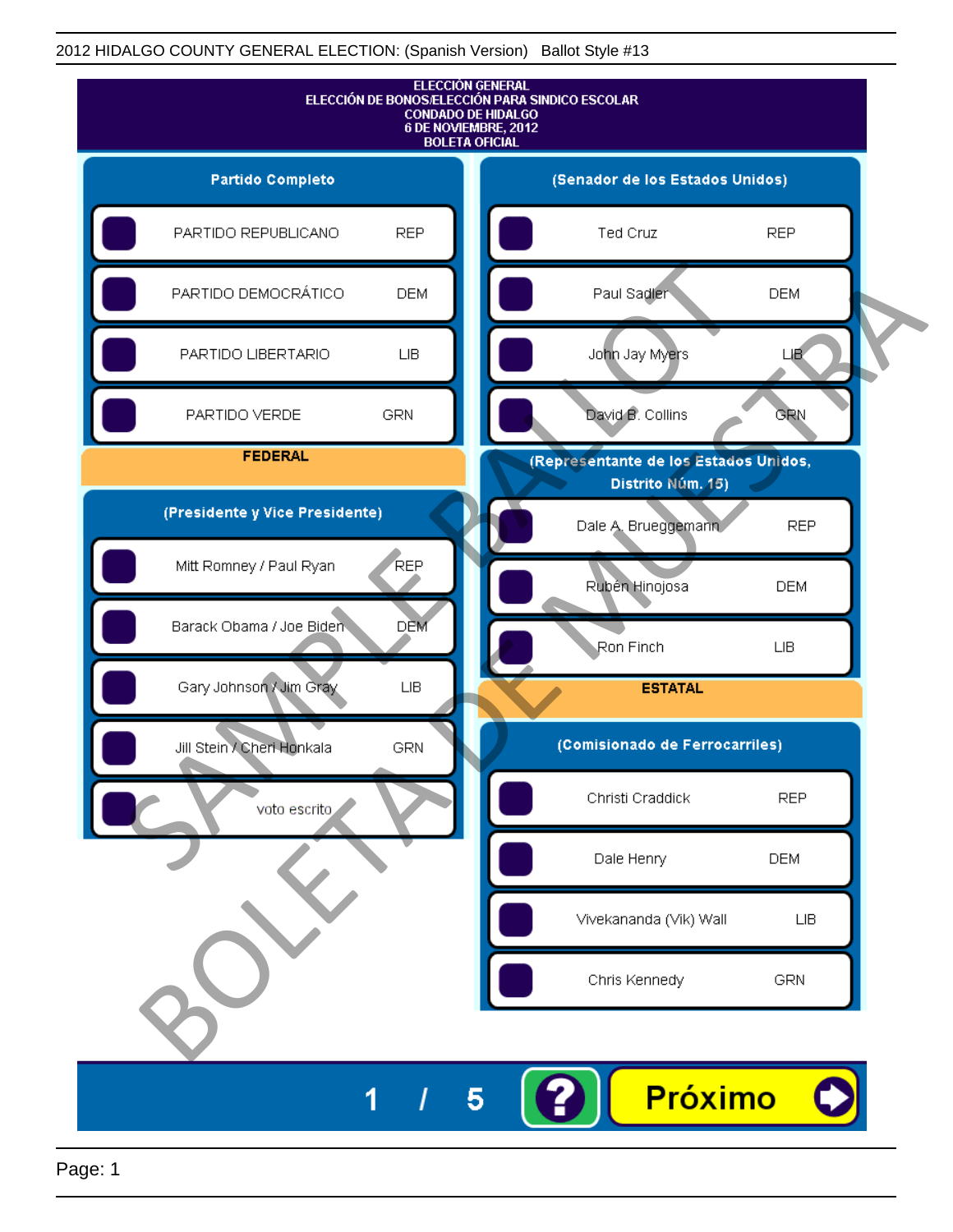2012 HIDALGO COUNTY GENERAL ELECTION: (Spanish Version) Ballot Style #13

# ELECCIÓN GENERAL
## ELECCIÓN DE BONOS/ELECCIÓN PARA SINDICO ESCOLAR
## CONDADO DE HIDALGO
## 6 DE NOVIEMBRE, 2012
## BOLETA OFICIAL

### Partido Completo

| Partido | |
|---|---|
| PARTIDO REPUBLICANO | REP |
| PARTIDO DEMOCRÁTICO | DEM |
| PARTIDO LIBERTARIO | LIB |
| PARTIDO VERDE | GRN |

## FEDERAL

### (Presidente y Vice Presidente)

| Candidato | Partido |
|---|---|
| Mitt Romney / Paul Ryan | REP |
| Barack Obama / Joe Biden | DEM |
| Gary Johnson / Jim Gray | LIB |
| Jill Stein / Cheri Honkala | GRN |
| voto escrito | |

### (Senador de los Estados Unidos)

| Candidato | Partido |
|---|---|
| Ted Cruz | REP |
| Paul Sadler | DEM |
| John Jay Myers | LIB |
| David B. Collins | GRN |

### (Representante de los Estados Unidos, Distrito Núm. 15)

| Candidato | Partido |
|---|---|
| Dale A. Brueggemann | REP |
| Rubén Hinojosa | DEM |
| Ron Finch | LIB |

## ESTATAL

### (Comisionado de Ferrocarriles)

| Candidato | Partido |
|---|---|
| Christi Craddick | REP |
| Dale Henry | DEM |
| Vivekananda (Vik) Wall | LIB |
| Chris Kennedy | GRN |

SAMPLE BALLOT — BOLETA DE MUESTRA

1 / 5

? Próximo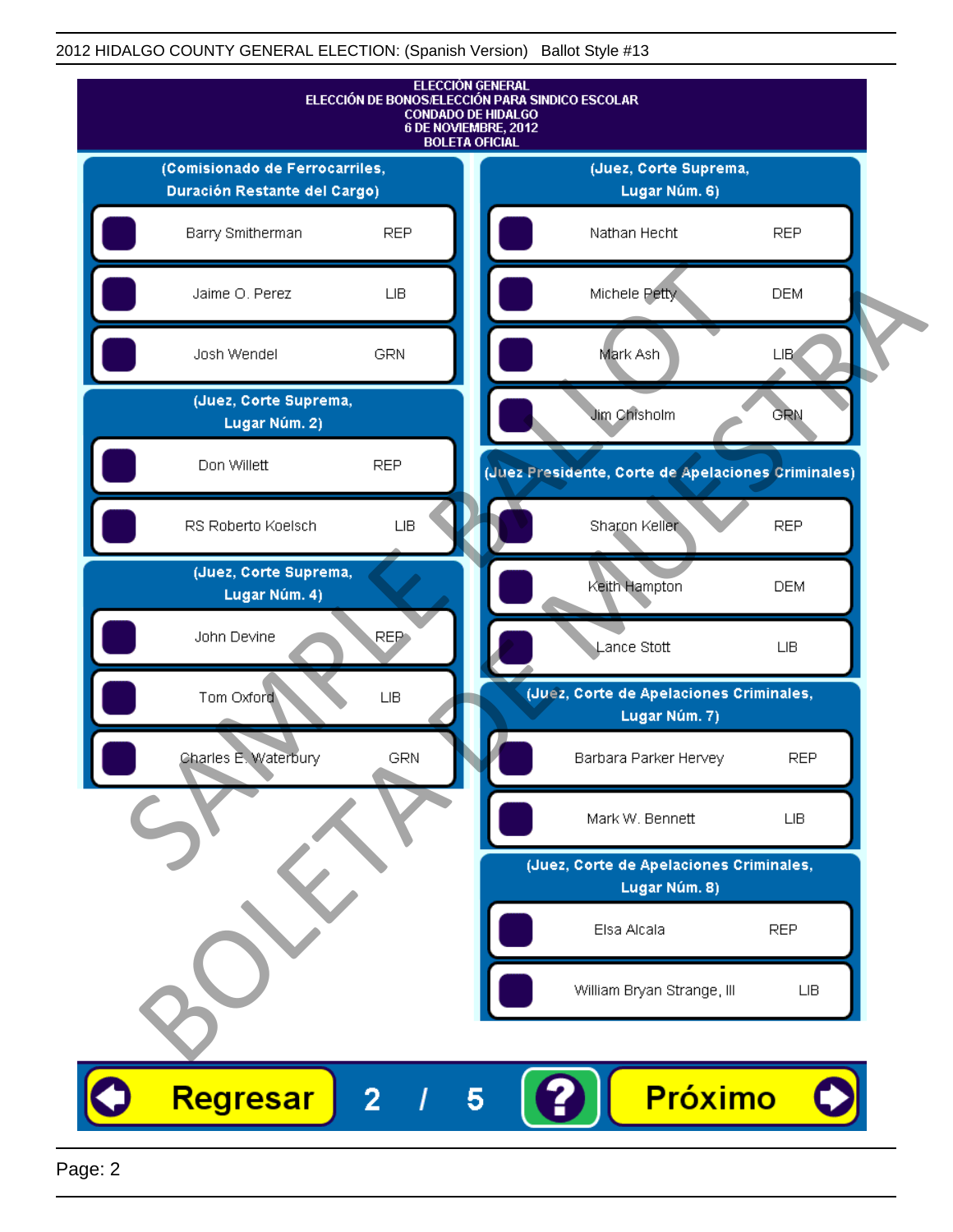2012 HIDALGO COUNTY GENERAL ELECTION: (Spanish Version) Ballot Style #13

# ELECCIÓN GENERAL
## ELECCIÓN DE BONOS/ELECCIÓN PARA SINDICO ESCOLAR
## CONDADO DE HIDALGO
## 6 DE NOVIEMBRE, 2012
## BOLETA OFICIAL

### (Comisionado de Ferrocarriles, Duración Restante del Cargo)

| Candidato | Partido |
|---|---|
| Barry Smitherman | REP |
| Jaime O. Perez | LIB |
| Josh Wendel | GRN |

### (Juez, Corte Suprema, Lugar Núm. 2)

| Candidato | Partido |
|---|---|
| Don Willett | REP |
| RS Roberto Koelsch | LIB |

### (Juez, Corte Suprema, Lugar Núm. 4)

| Candidato | Partido |
|---|---|
| John Devine | REP |
| Tom Oxford | LIB |
| Charles E. Waterbury | GRN |

### (Juez, Corte Suprema, Lugar Núm. 6)

| Candidato | Partido |
|---|---|
| Nathan Hecht | REP |
| Michele Petty | DEM |
| Mark Ash | LIB |
| Jim Chisholm | GRN |

### (Juez Presidente, Corte de Apelaciones Criminales)

| Candidato | Partido |
|---|---|
| Sharon Keller | REP |
| Keith Hampton | DEM |
| Lance Stott | LIB |

### (Juez, Corte de Apelaciones Criminales, Lugar Núm. 7)

| Candidato | Partido |
|---|---|
| Barbara Parker Hervey | REP |
| Mark W. Bennett | LIB |

### (Juez, Corte de Apelaciones Criminales, Lugar Núm. 8)

| Candidato | Partido |
|---|---|
| Elsa Alcala | REP |
| William Bryan Strange, III | LIB |

SAMPLE BALLOT BOLETA DE MUESTRA

Regresar 2 / 5 ? Próximo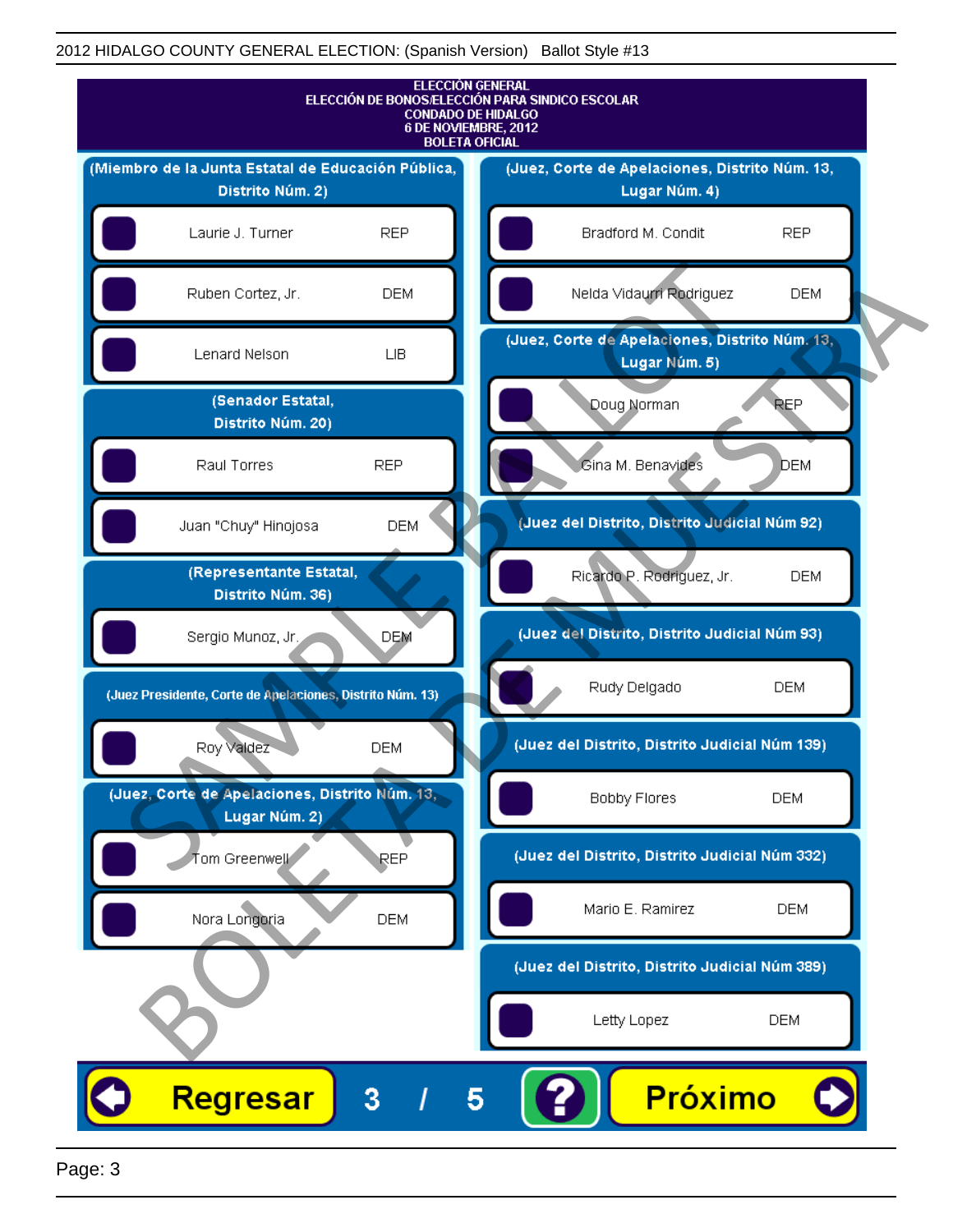ELECCIÓN GENERAL
ELECCIÓN DE BONOS/ELECCIÓN PARA SINDICO ESCOLAR
CONDADO DE HIDALGO
6 DE NOVIEMBRE, 2012
BOLETA OFICIAL

**(Miembro de la Junta Estatal de Educación Pública, Distrito Núm. 2)**

| Candidato | Partido |
|---|---|
| Laurie J. Turner | REP |
| Ruben Cortez, Jr. | DEM |
| Lenard Nelson | LIB |

**(Senador Estatal, Distrito Núm. 20)**

| Candidato | Partido |
|---|---|
| Raul Torres | REP |
| Juan "Chuy" Hinojosa | DEM |

**(Representante Estatal, Distrito Núm. 36)**

| Candidato | Partido |
|---|---|
| Sergio Munoz, Jr. | DEM |

**(Juez Presidente, Corte de Apelaciones, Distrito Núm. 13)**

| Candidato | Partido |
|---|---|
| Roy Valdez | DEM |

**(Juez, Corte de Apelaciones, Distrito Núm. 13, Lugar Núm. 2)**

| Candidato | Partido |
|---|---|
| Tom Greenwell | REP |
| Nora Longoria | DEM |

**(Juez, Corte de Apelaciones, Distrito Núm. 13, Lugar Núm. 4)**

| Candidato | Partido |
|---|---|
| Bradford M. Condit | REP |
| Nelda Vidaurri Rodriguez | DEM |

**(Juez, Corte de Apelaciones, Distrito Núm. 13, Lugar Núm. 5)**

| Candidato | Partido |
|---|---|
| Doug Norman | REP |
| Gina M. Benavides | DEM |

**(Juez del Distrito, Distrito Judicial Núm 92)**

| Candidato | Partido |
|---|---|
| Ricardo P. Rodriguez, Jr. | DEM |

**(Juez del Distrito, Distrito Judicial Núm 93)**

| Candidato | Partido |
|---|---|
| Rudy Delgado | DEM |

**(Juez del Distrito, Distrito Judicial Núm 139)**

| Candidato | Partido |
|---|---|
| Bobby Flores | DEM |

**(Juez del Distrito, Distrito Judicial Núm 332)**

| Candidato | Partido |
|---|---|
| Mario E. Ramirez | DEM |

**(Juez del Distrito, Distrito Judicial Núm 389)**

| Candidato | Partido |
|---|---|
| Letty Lopez | DEM |

Regresar 3 / 5 ? Próximo

SAMPLE BALLOT
BOLETA DE MUESTRA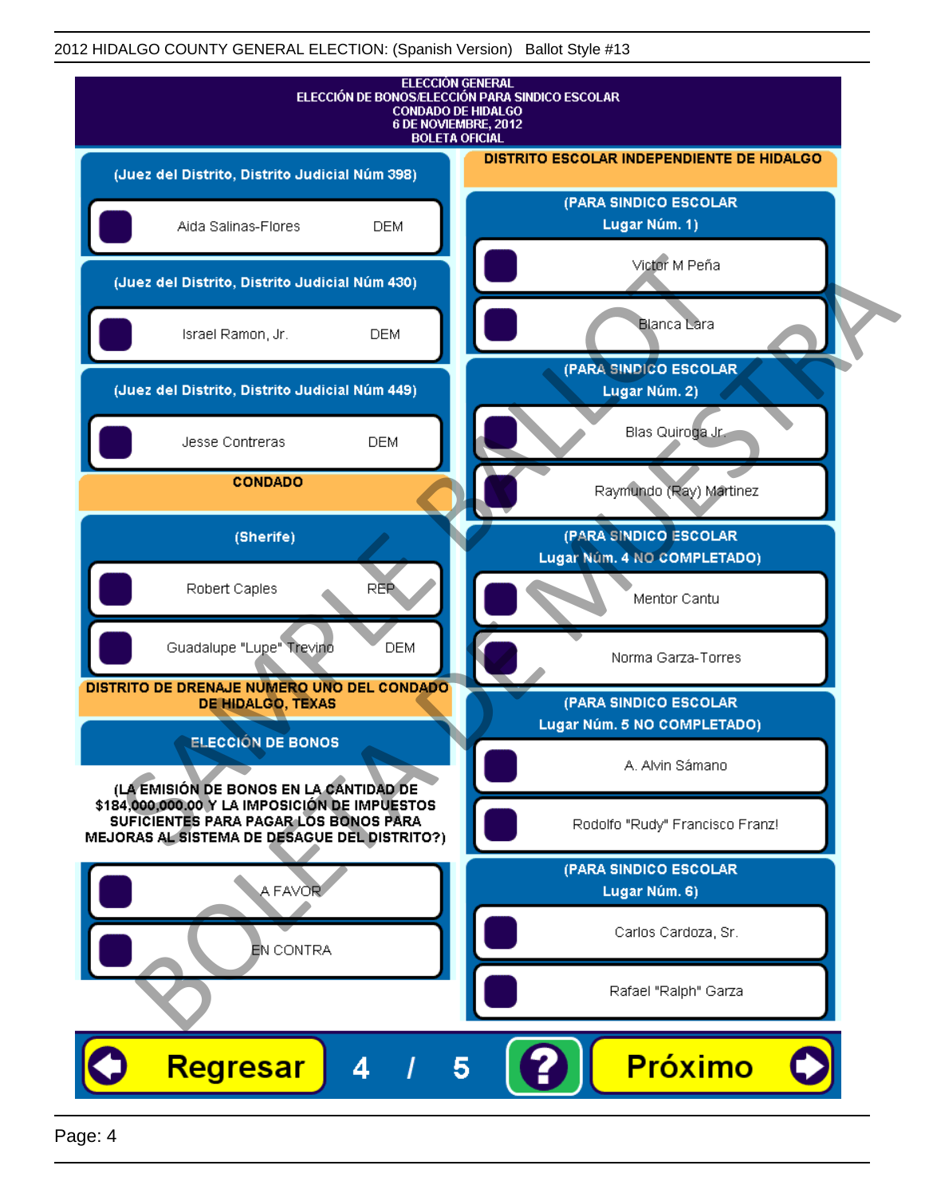ELECCIÓN GENERAL
ELECCIÓN DE BONOS/ELECCIÓN PARA SINDICO ESCOLAR
CONDADO DE HIDALGO
6 DE NOVIEMBRE, 2012
BOLETA OFICIAL

**(Juez del Distrito, Distrito Judicial Núm 398)**

- Aida Salinas-Flores DEM

**(Juez del Distrito, Distrito Judicial Núm 430)**

- Israel Ramon, Jr. DEM

**(Juez del Distrito, Distrito Judicial Núm 449)**

- Jesse Contreras DEM

## CONDADO

**(Sherife)**

- Robert Caples REP
- Guadalupe "Lupe" Trevino DEM

## DISTRITO DE DRENAJE NUMERO UNO DEL CONDADO DE HIDALGO, TEXAS

**ELECCIÓN DE BONOS**

(LA EMISIÓN DE BONOS EN LA CANTIDAD DE $184,000,000.00 Y LA IMPOSICIÓN DE IMPUESTOS SUFICIENTES PARA PAGAR LOS BONOS PARA MEJORAS AL SISTEMA DE DESAGUE DEL DISTRITO?)

- A FAVOR
- EN CONTRA

## DISTRITO ESCOLAR INDEPENDIENTE DE HIDALGO

**(PARA SINDICO ESCOLAR Lugar Núm. 1)**

- Victor M Peña
- Blanca Lara

**(PARA SINDICO ESCOLAR Lugar Núm. 2)**

- Blas Quiroga Jr.
- Raymundo (Ray) Martinez

**(PARA SINDICO ESCOLAR Lugar Núm. 4 NO COMPLETADO)**

- Mentor Cantu
- Norma Garza-Torres

**(PARA SINDICO ESCOLAR Lugar Núm. 5 NO COMPLETADO)**

- A. Alvin Sámano
- Rodolfo "Rudy" Francisco Franz!

**(PARA SINDICO ESCOLAR Lugar Núm. 6)**

- Carlos Cardoza, Sr.
- Rafael "Ralph" Garza

Regresar 4 / 5 ? Próximo

SAMPLE BALLOT BOLETA DE MUESTRA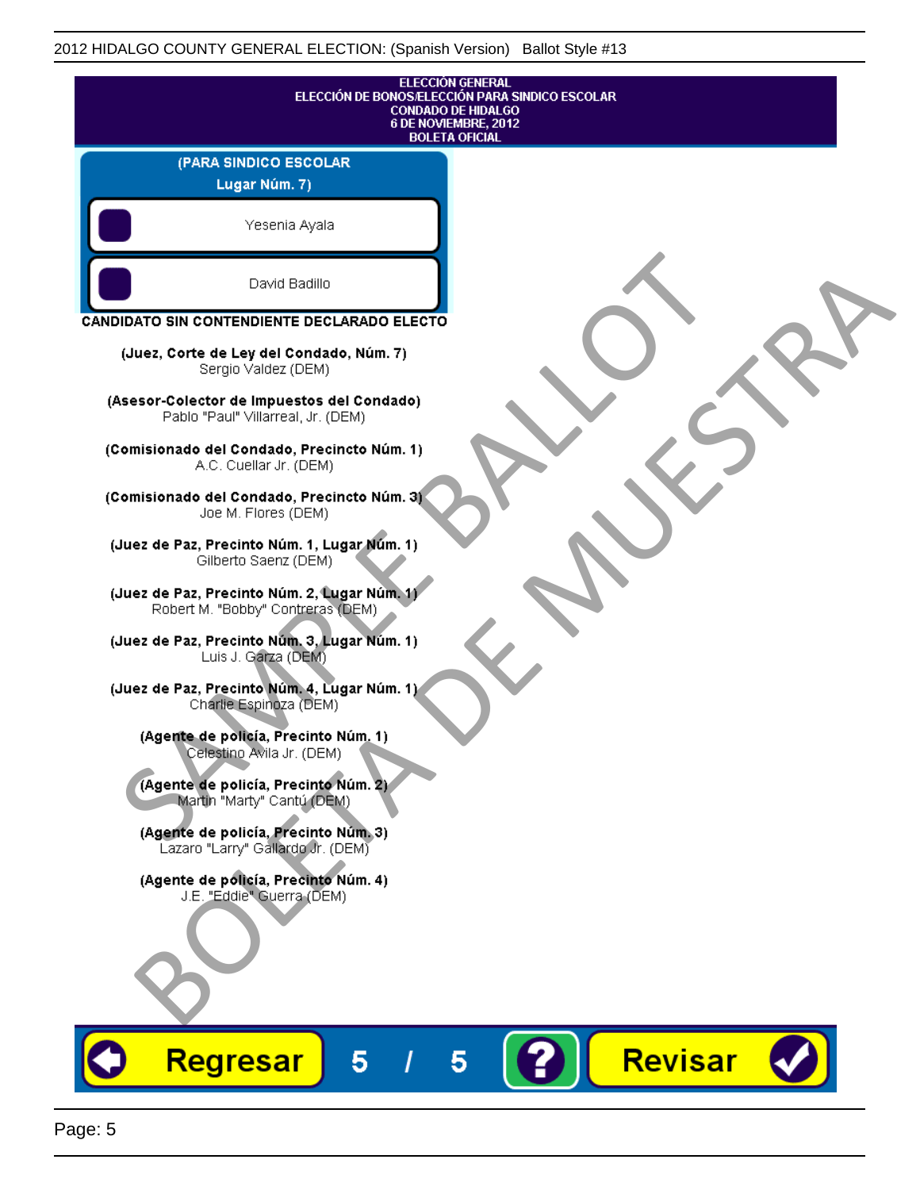ELECCIÓN GENERAL
ELECCIÓN DE BONOS/ELECCIÓN PARA SINDICO ESCOLAR
CONDADO DE HIDALGO
6 DE NOVIEMBRE, 2012
BOLETA OFICIAL

**(PARA SINDICO ESCOLAR Lugar Núm. 7)**

- Yesenia Ayala
- David Badillo

**CANDIDATO SIN CONTENDIENTE DECLARADO ELECTO**

**(Juez, Corte de Ley del Condado, Núm. 7)**
Sergio Valdez (DEM)

**(Asesor-Colector de Impuestos del Condado)**
Pablo "Paul" Villarreal, Jr. (DEM)

**(Comisionado del Condado, Precincto Núm. 1)**
A.C. Cuellar Jr. (DEM)

**(Comisionado del Condado, Precincto Núm. 3)**
Joe M. Flores (DEM)

**(Juez de Paz, Precinto Núm. 1, Lugar Núm. 1)**
Gilberto Saenz (DEM)

**(Juez de Paz, Precinto Núm. 2, Lugar Núm. 1)**
Robert M. "Bobby" Contreras (DEM)

**(Juez de Paz, Precinto Núm. 3, Lugar Núm. 1)**
Luis J. Garza (DEM)

**(Juez de Paz, Precinto Núm. 4, Lugar Núm. 1)**
Charlie Espinoza (DEM)

**(Agente de policía, Precinto Núm. 1)**
Celestino Avila Jr. (DEM)

**(Agente de policía, Precinto Núm. 2)**
Martin "Marty" Cantú (DEM)

**(Agente de policía, Precinto Núm. 3)**
Lazaro "Larry" Gallardo Jr. (DEM)

**(Agente de policía, Precinto Núm. 4)**
J.E. "Eddie" Guerra (DEM)

Regresar 5 / 5 ? Revisar

SAMPLE BALLOT
BOLETA DE MUESTRA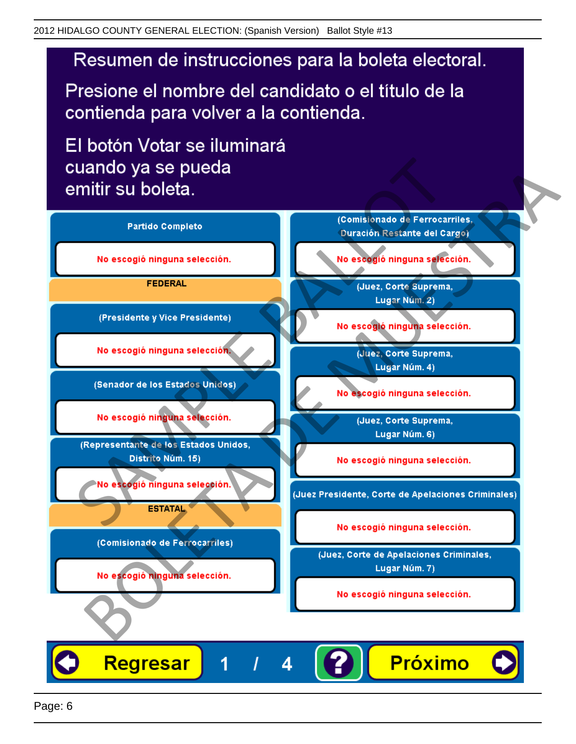2012 HIDALGO COUNTY GENERAL ELECTION: (Spanish Version) Ballot Style #13

# Resumen de instrucciones para la boleta electoral.

Presione el nombre del candidato o el título de la contienda para volver a la contienda.

El botón Votar se iluminará cuando ya se pueda emitir su boleta.

**Partido Completo**

No escogió ninguna selección.

**FEDERAL**

**(Presidente y Vice Presidente)**

No escogió ninguna selección.

**(Senador de los Estados Unidos)**

No escogió ninguna selección.

**(Representante de los Estados Unidos, Distrito Núm. 15)**

No escogió ninguna selección.

**ESTATAL**

**(Comisionado de Ferrocarriles)**

No escogió ninguna selección.

**(Comisionado de Ferrocarriles, Duración Restante del Cargo)**

No escogió ninguna selección.

**(Juez, Corte Suprema, Lugar Núm. 2)**

No escogió ninguna selección.

**(Juez, Corte Suprema, Lugar Núm. 4)**

No escogió ninguna selección.

**(Juez, Corte Suprema, Lugar Núm. 6)**

No escogió ninguna selección.

**(Juez Presidente, Corte de Apelaciones Criminales)**

No escogió ninguna selección.

**(Juez, Corte de Apelaciones Criminales, Lugar Núm. 7)**

No escogió ninguna selección.

Regresar 1 / 4 ? Próximo

SAMPLE BALLOT BOLETA DE MUESTRA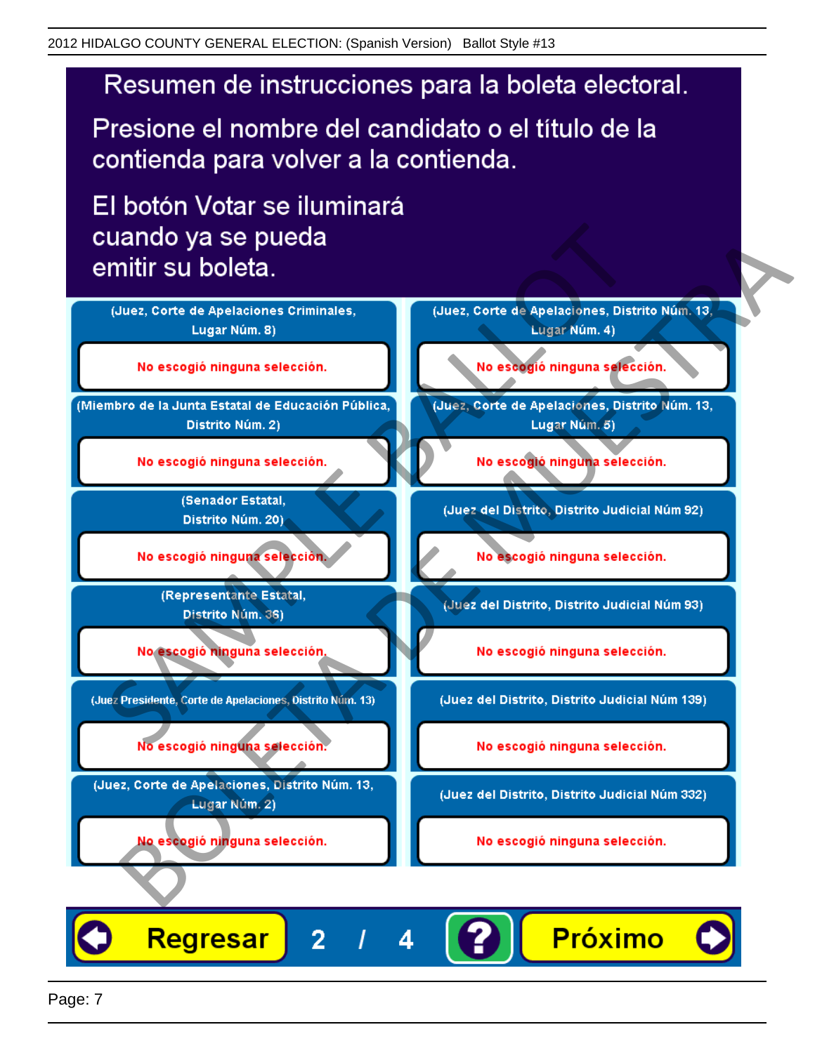# Resumen de instrucciones para la boleta electoral.

Presione el nombre del candidato o el título de la contienda para volver a la contienda.

El botón Votar se iluminará cuando ya se pueda emitir su boleta.

| Contienda | Selección |
|---|---|
| (Juez, Corte de Apelaciones Criminales, Lugar Núm. 8) | No escogió ninguna selección. |
| (Miembro de la Junta Estatal de Educación Pública, Distrito Núm. 2) | No escogió ninguna selección. |
| (Senador Estatal, Distrito Núm. 20) | No escogió ninguna selección. |
| (Representante Estatal, Distrito Núm. 36) | No escogió ninguna selección. |
| (Juez Presidente, Corte de Apelaciones, Distrito Núm. 13) | No escogió ninguna selección. |
| (Juez, Corte de Apelaciones, Distrito Núm. 13, Lugar Núm. 2) | No escogió ninguna selección. |
| (Juez, Corte de Apelaciones, Distrito Núm. 13, Lugar Núm. 4) | No escogió ninguna selección. |
| (Juez, Corte de Apelaciones, Distrito Núm. 13, Lugar Núm. 5) | No escogió ninguna selección. |
| (Juez del Distrito, Distrito Judicial Núm 92) | No escogió ninguna selección. |
| (Juez del Distrito, Distrito Judicial Núm 93) | No escogió ninguna selección. |
| (Juez del Distrito, Distrito Judicial Núm 139) | No escogió ninguna selección. |
| (Juez del Distrito, Distrito Judicial Núm 332) | No escogió ninguna selección. |

Regresar 2 / 4 ? Próximo

SAMPLE BALLOT
BOLETA DE MUESTRA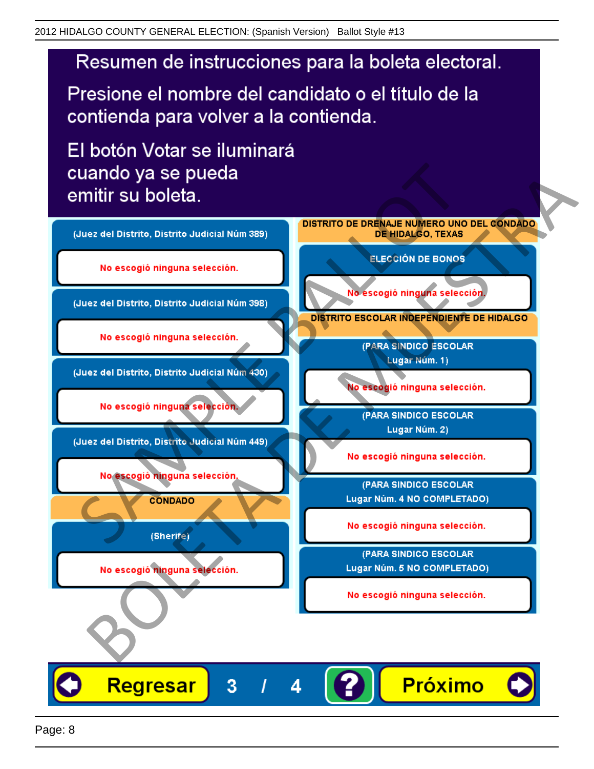# Resumen de instrucciones para la boleta electoral.

Presione el nombre del candidato o el título de la contienda para volver a la contienda.

El botón Votar se iluminará cuando ya se pueda emitir su boleta.

(Juez del Distrito, Distrito Judicial Núm 389)

No escogió ninguna selección.

(Juez del Distrito, Distrito Judicial Núm 398)

No escogió ninguna selección.

(Juez del Distrito, Distrito Judicial Núm 430)

No escogió ninguna selección.

(Juez del Distrito, Distrito Judicial Núm 449)

No escogió ninguna selección.

**CONDADO**

(Sherife)

No escogió ninguna selección.

**DISTRITO DE DRENAJE NUMERO UNO DEL CONDADO DE HIDALGO, TEXAS**

ELECCIÓN DE BONOS

No escogió ninguna selección.

**DISTRITO ESCOLAR INDEPENDIENTE DE HIDALGO**

(PARA SINDICO ESCOLAR Lugar Núm. 1)

No escogió ninguna selección.

(PARA SINDICO ESCOLAR Lugar Núm. 2)

No escogió ninguna selección.

(PARA SINDICO ESCOLAR Lugar Núm. 4 NO COMPLETADO)

No escogió ninguna selección.

(PARA SINDICO ESCOLAR Lugar Núm. 5 NO COMPLETADO)

No escogió ninguna selección.

Regresar 3 / 4 ? Próximo

SAMPLE BALLOT BOLETA DE MUESTRA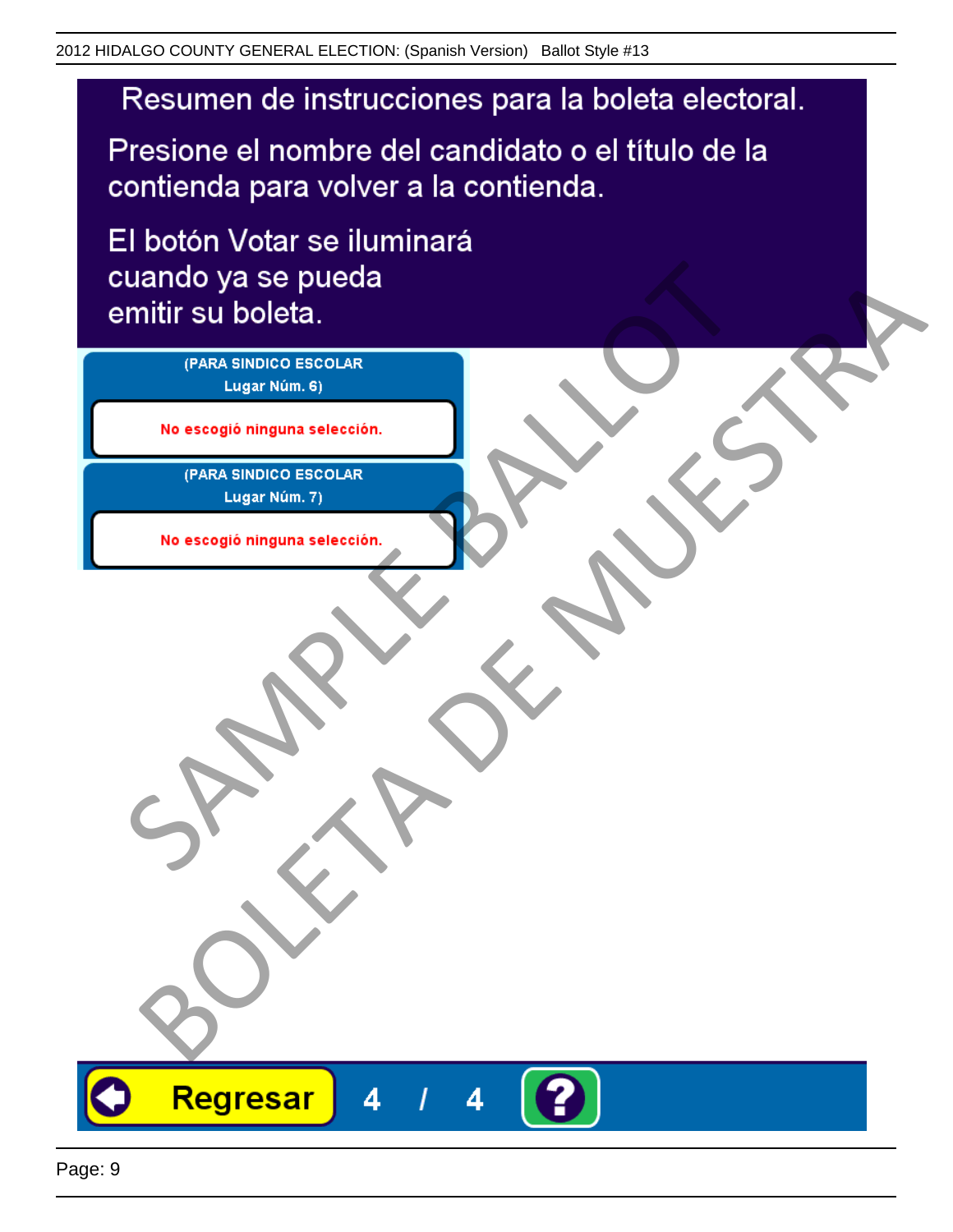# Resumen de instrucciones para la boleta electoral.

Presione el nombre del candidato o el título de la contienda para volver a la contienda.

El botón Votar se iluminará cuando ya se pueda emitir su boleta.

(PARA SINDICO ESCOLAR
Lugar Núm. 6)

No escogió ninguna selección.

(PARA SINDICO ESCOLAR
Lugar Núm. 7)

No escogió ninguna selección.

SAMPLE BALLOT
BOLETA DE MUESTRA

Regresar 4 / 4 ?